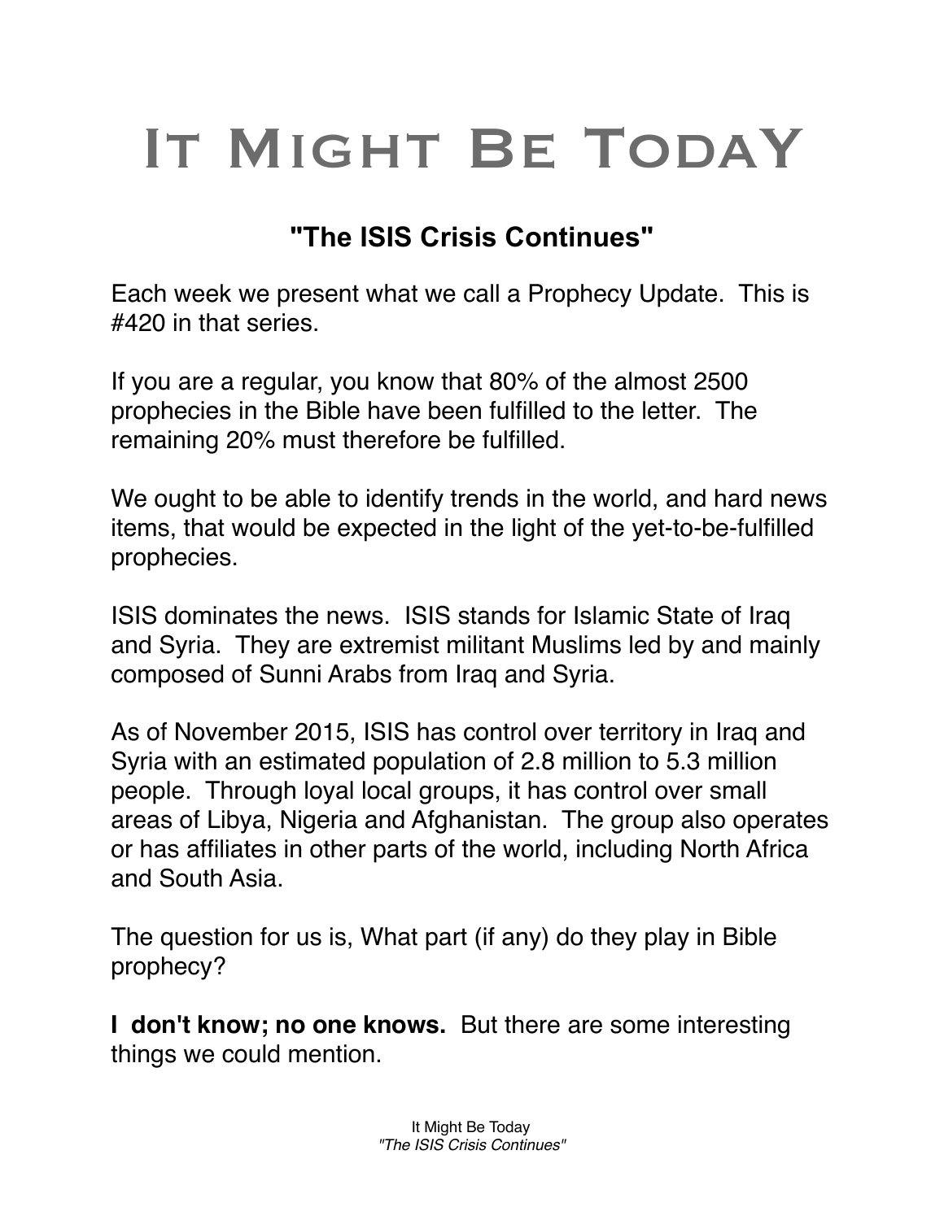# It Might Be TodaY

## "The ISIS Crisis Continues"

Each week we present what we call a Prophecy Update. This is #420 in that series.

If you are a regular, you know that 80% of the almost 2500 prophecies in the Bible have been fulfilled to the letter. The remaining 20% must therefore be fulfilled.

We ought to be able to identify trends in the world, and hard news items, that would be expected in the light of the yet-to-be-fulfilled prophecies.

ISIS dominates the news. ISIS stands for Islamic State of Iraq and Syria. They are extremist militant Muslims led by and mainly composed of Sunni Arabs from Iraq and Syria.

As of November 2015, ISIS has control over territory in Iraq and Syria with an estimated population of 2.8 million to 5.3 million people. Through loyal local groups, it has control over small areas of Libya, Nigeria and Afghanistan. The group also operates or has affiliates in other parts of the world, including North Africa and South Asia.

The question for us is, What part (if any) do they play in Bible prophecy?

**I don't know; no one knows.** But there are some interesting things we could mention.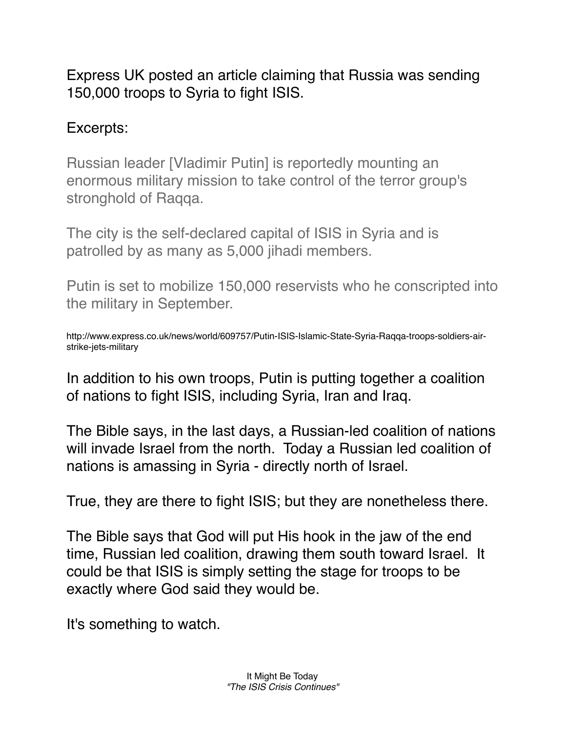Express UK posted an article claiming that Russia was sending 150,000 troops to Syria to fight ISIS.

Excerpts:

> Russian leader [Vladimir Putin] is reportedly mounting an enormous military mission to take control of the terror group's stronghold of Raqqa.
>
> The city is the self-declared capital of ISIS in Syria and is patrolled by as many as 5,000 jihadi members.
>
> Putin is set to mobilize 150,000 reservists who he conscripted into the military in September.

http://www.express.co.uk/news/world/609757/Putin-ISIS-Islamic-State-Syria-Raqqa-troops-soldiers-air-strike-jets-military

In addition to his own troops, Putin is putting together a coalition of nations to fight ISIS, including Syria, Iran and Iraq.

The Bible says, in the last days, a Russian-led coalition of nations will invade Israel from the north. Today a Russian led coalition of nations is amassing in Syria - directly north of Israel.

True, they are there to fight ISIS; but they are nonetheless there.

The Bible says that God will put His hook in the jaw of the end time, Russian led coalition, drawing them south toward Israel. It could be that ISIS is simply setting the stage for troops to be exactly where God said they would be.

It's something to watch.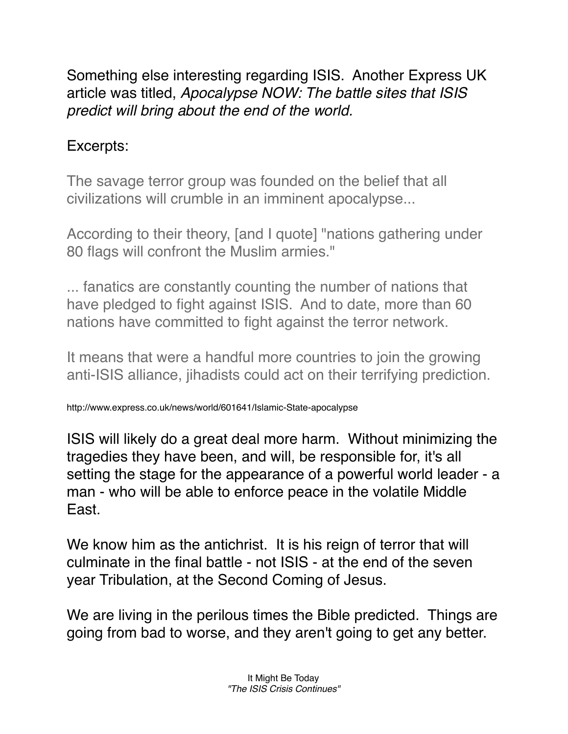Something else interesting regarding ISIS. Another Express UK article was titled, *Apocalypse NOW: The battle sites that ISIS predict will bring about the end of the world.*

Excerpts:

> The savage terror group was founded on the belief that all civilizations will crumble in an imminent apocalypse...
>
> According to their theory, [and I quote] "nations gathering under 80 flags will confront the Muslim armies."
>
> ... fanatics are constantly counting the number of nations that have pledged to fight against ISIS. And to date, more than 60 nations have committed to fight against the terror network.
>
> It means that were a handful more countries to join the growing anti-ISIS alliance, jihadists could act on their terrifying prediction.

http://www.express.co.uk/news/world/601641/Islamic-State-apocalypse

ISIS will likely do a great deal more harm. Without minimizing the tragedies they have been, and will, be responsible for, it's all setting the stage for the appearance of a powerful world leader - a man - who will be able to enforce peace in the volatile Middle East.

We know him as the antichrist. It is his reign of terror that will culminate in the final battle - not ISIS - at the end of the seven year Tribulation, at the Second Coming of Jesus.

We are living in the perilous times the Bible predicted. Things are going from bad to worse, and they aren't going to get any better.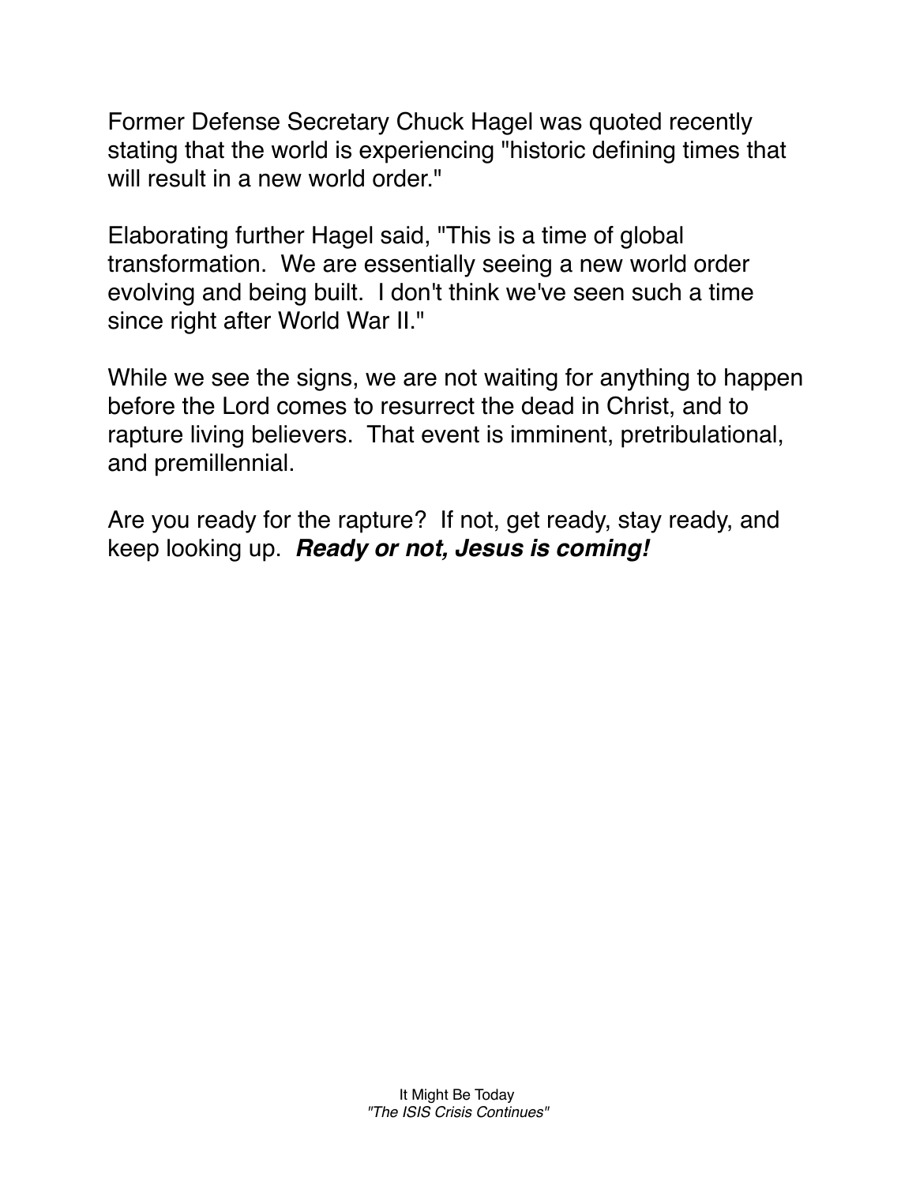Former Defense Secretary Chuck Hagel was quoted recently stating that the world is experiencing "historic defining times that will result in a new world order."

Elaborating further Hagel said, "This is a time of global transformation. We are essentially seeing a new world order evolving and being built. I don't think we've seen such a time since right after World War II."

While we see the signs, we are not waiting for anything to happen before the Lord comes to resurrect the dead in Christ, and to rapture living believers. That event is imminent, pretribulational, and premillennial.

Are you ready for the rapture? If not, get ready, stay ready, and keep looking up. ***Ready or not, Jesus is coming!***